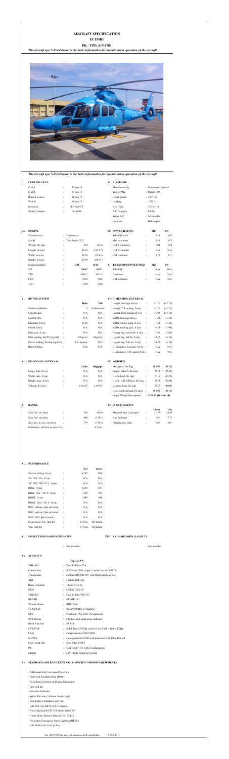# AIRCRAFT SPECIFICATION

## EC155B1

## PK - TPD, S/N 6784

*The aircraft spec's listed below is the basic information for the minimum operation of the aircraft.*

*The aircraft spec's listed below is the basic information for the minimum operation of the aircraft.*

### I. CERTIFICATE'S

| | | |
|---|---|---|
| C of A | : | 23-Jan-15 |
| C of R | : | 17-Jan-15 |
| Radio Licences | : | 31-Jan-15 |
| W & B | : | 16-Jan-17 |
| Insurance | : | 13-Apr-15 |
| Swing Compass | : | 9-Jan-16 |

### II. AIRFRAME

| | | |
|---|---|---|
| Manufacturer by | : | Eurocopter - France |
| Year of Mfg. | : | October-07 |
| Hours to date | : | 5207.36 |
| Landing | : | 17512 |
| As of date | : | 22-Oct-14 |
| A/C Category | : | Utility |
| Status A/C | : | Serviceable |
| Location | : | Balikpapan |

### III. ENGINE

| | | | |
|---|---|---|---|
| Manufacturer | : | Turbomeca | |
| Model | : | Two Arriel- 2C2 | |
| Weight, lbs (kg) | : | 254 | (115) |
| Length, in (cm) | : | 44.20 | (112.27) |
| Width, in (cm) | : | 21.90 | (55.63) |
| Height, in (cm) | : | 23.98 | (60.91) |
| Engine Installed | : | L/H | R/H |
| S/N | : | 26112 | 26122 |
| TSN | : | 4508.7 | 3051.9 |
| CSN | : | 5616 | 3460 |
| TBO | : | 3500 | 3500 |

### IV. POWER RATING

| | | shp | kw |
|---|---|---|---|
| Take Off, each | : | 935 | 697 |
| Max continuous | : | 839 | 653 |
| OEI 2.5 minutes | : | 704 | 944 |
| OEI 30 minutes | : | N/A | N/A |
| OEI continuous | : | 679 | 911 |

### V. TRANSMISSION RATINGS

| | | shp | kw |
|---|---|---|---|
| Take Off | : | N/A | N/A |
| Continuous | : | N/A | N/A |
| OEI continuous | : | N/A | N/A |

### VI. ROTOR SYSTEM

| | | Main | Tail |
|---|---|---|---|
| Number of Blades | : | 5 | 10 Fenestron |
| Construction | : | N/A | N/A |
| Normal rpm | : | N/A | N/A |
| Diameter, ft (m) | : | 12.60 | N/A |
| Chord, ft (m) | : | N/A | N/A |
| Disk area, ft (m) | : | N/A | N/A |
| Disk loading, lbs/ft2 (kg/m2) | : | 0 kg/m² | 0 kg/m² |
| Power loading, lbs/shp (kg/kW) | : | 1.34 kg/kw | N/A |
| Blade folding | : | YES | YES |

### VII. DIMENSION, EXTERNAL

| | | | |
|---|---|---|---|
| Length, fuselage, ft (m) | : | 41.70 | (12.71) |
| Length, T/R turning, ft (m) | : | 41.70 | (12.71) |
| Length, both turning, ft (m) | : | 46.91 | (14.30) |
| Width, fuselage, ft (m) | : | 11.42 | (3.48) |
| Width, widest point, ft (m) | : | 11.42 | (3.48) |
| Width, landing gear, ft (m) | : | 6.23 | (1.90) |
| Height, top, rotor hub, ft (m) | : | 11.96 | (3.65) |
| Height, top, tail fin, ft (m) | : | 14.27 | (4.35) |
| Height, top, T/R arc, ft (m) | : | 14.27 | (4.35) |
| Gr clearance, fuselage, ft (m) | : | N/A | N/A |
| Gr clearance, T/R, guard, ft (m) | : | N/A | N/A |

### VIII. DIMENSION, INTERNAL

| | | Cabin | Baggage |
|---|---|---|---|
| Lengt, max, ft (m) | : | N/A | N/A |
| Widht, max, ft (m) | : | N/A | N/A |
| Height, max, ft (m) | : | N/A | N/A |
| Volume, ft3 (m3) | : | 6.46 M³ | 2.49 M³ |

### IX. WEIGHTS

| | | | |
|---|---|---|---|
| Max gross, lbs (kg) | : | 10.695 | (4850) |
| Empty, std acft, lbs (kg) | : | 5573 | (2528) |
| Useful load, lbs (kg) | : | 5119 | (2327) |
| Useful, with full fuel, lbs (kg) | : | 2851 | (1294) |
| External load, lbs (kg) | : | 3527 | (1600) |
| Gross with ext load, lbs (kg) | : | 10.692 | (4850) |
| Empty Weight (last report) | : | 3119.93 (16-Jan-14) | |

### X. RANGE

| | | | |
|---|---|---|---|
| Max fuel, nm (km) | : | 516 | (956) |
| Max fuel, nm (km) | : | 640 | (1.281) |
| Aux fuel, no res, nm (km) | : | 779 | (1443) |
| Endurance, std fuel, no reserves | : | ... | 4.5 hrs. |

### XI. FUEL CAPACITY

| | | Liters | Lbs |
|---|---|---|---|
| Standard tank (2 groups) | : | 1.257 | 2.189 |
| Aux fuel tank | : | 180 | 313 |
| Ferrying fuel tank | : | 460 | 801 |

### XII. PERFORMANCE

| | | feet | meter |
|---|---|---|---|
| Service ceiling, ft (m) | : | 16.765 | 5110 |
| S/C OEI, ISA, ft (m) | : | N/A | N/A |
| S/C OEI, ISA+20°C, ft (m) | : | N/A | N/A |
| HIGE, ft (m) | : | 6210 | 1893 |
| HIGE, ISA + 20° C, ft (m) | : | 3165 | 965 |
| HOGE, ft (m) | : | 2840 | 866 |
| HOGE, ISA + 20° C, ft (m) | : | N/A | N/A |
| ROC, oblique, fpm (m/min) | : | N/A | N/A |
| ROC, vertical, fpm (m/min) | : | N/A | N/A |
| ROC OEI, fpm (m/min) | : | N/A | N/A |
| Econ cruise, S/L, (km/hr) | : | 143 kts | 265 km/hr |
| Vne, (km/hr) | : | 175 kts | 324 km/hr |

### XIII. INSPECTION/COMPONENT SATUS

: See attached

### XIV. A/C DIMENSION (LAYOUT)

: See attached

### XV. AVIONIC'S

| | | Type or P/N |
|---|---|---|
| VHF-AM | : | Dual Collins 422A |
| Control Box | : | ICS Team TB31 wiegh 2 control boxes CP 1976 |
| Transponder | : | Collins TDR94D-007 with flight ident cap No.1 |
| ADF | : | Collins ADF 462 |
| Radio Altimeter | : | Thales AHV 16 |
| DME | : | Collins DME 42 |
| VOR/ILS | : | Dual Collins VIR 432 |
| HF/SSB | : | SF AIR 180 |
| Weather Radar | : | RDR 2000 |
| TCAS/TAS | : | Ryan 9900 BX (3" display) |
| GPS | : | Freeflight TNL 2101 I/O approach |
| SAR Homer | : | Chelton with stand alone indicator |
| Hoelt Functions | : | HUMS |
| CVR/FDR | : | Solid State CVFDR combi (2 hrs CVR + 10 hrs FDR) |
| UMS | : | Complement of SSCVFDR |
| EGPWS | : | Honeywell MK XXII with dedicated with TRA 45A ind. |
| Crew Head Sets | : | Dual Silco 4449-1 |
| PA | : | NAT AA20-431 with 6 loudspeakers |
| Skytrac | : | GPS Flight Folowing System |

### XV. STANDARD AIRCRAFT, GENERAL & SPECIFIC MISSION EQUIPMENTS

- Additional Anti Corrossion-Protection
- Improved Soundproofing (B166)
- Fuzz Burner System on Engine lubrication
- First Aid Kit
- Windshield Washer
- White Tail Anti Collision Strobe Light
- Emergency Floatation Gear, 4ea
- Life Raft type SR10, (2X10 persons)
- Auto Deployable ELT HR Smith Series 503
- Under Water Beacon, Dacono DK100/120
- Helicopter Emergency Egres Lighting (HEEL)
- Life Jackets for Crew & Pax.

File : EC155B1-Spc in excell format record & printed date : 5-Feb-2015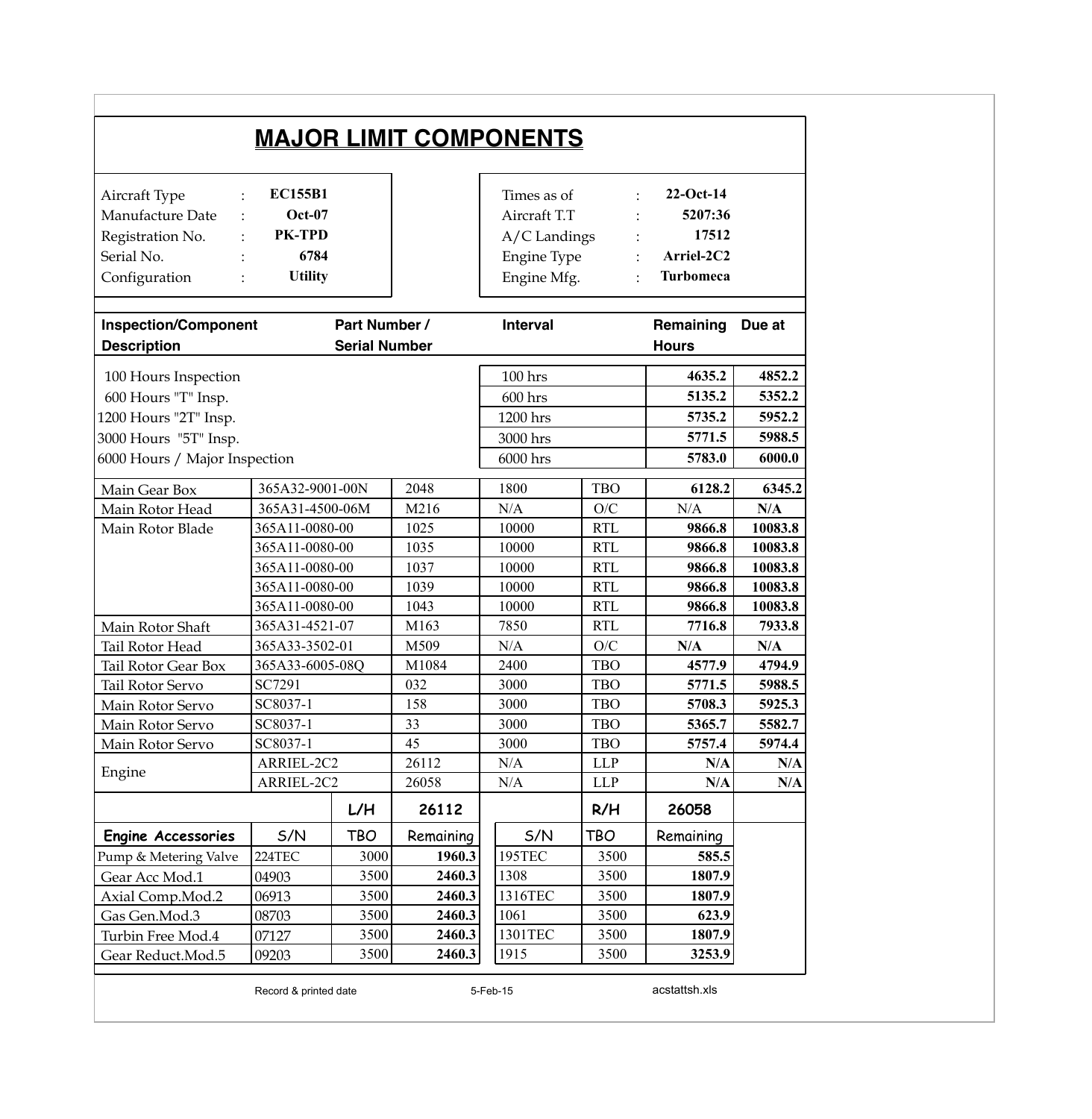# MAJOR LIMIT COMPONENTS

| | | | | | |
|---|---|---|---|---|---|
| Aircraft Type | : | **EC155B1** | Times as of | : | **22-Oct-14** |
| Manufacture Date | : | **Oct-07** | Aircraft T.T | : | **5207:36** |
| Registration No. | : | **PK-TPD** | A/C Landings | : | **17512** |
| Serial No. | : | **6784** | Engine Type | : | **Arriel-2C2** |
| Configuration | : | **Utility** | Engine Mfg. | : | **Turbomeca** |

| Inspection/Component Description | Part Number / | Serial Number | Interval | | Remaining Hours | Due at |
|---|---|---|---|---|---|---|
| 100 Hours Inspection | | | 100 hrs | | **4635.2** | **4852.2** |
| 600 Hours "T" Insp. | | | 600 hrs | | **5135.2** | **5352.2** |
| 1200 Hours "2T" Insp. | | | 1200 hrs | | **5735.2** | **5952.2** |
| 3000 Hours "5T" Insp. | | | 3000 hrs | | **5771.5** | **5988.5** |
| 6000 Hours / Major Inspection | | | 6000 hrs | | **5783.0** | **6000.0** |
| Main Gear Box | 365A32-9001-00N | 2048 | 1800 | TBO | **6128.2** | **6345.2** |
| Main Rotor Head | 365A31-4500-06M | M216 | N/A | O/C | N/A | **N/A** |
| Main Rotor Blade | 365A11-0080-00 | 1025 | 10000 | RTL | **9866.8** | **10083.8** |
| | 365A11-0080-00 | 1035 | 10000 | RTL | **9866.8** | **10083.8** |
| | 365A11-0080-00 | 1037 | 10000 | RTL | **9866.8** | **10083.8** |
| | 365A11-0080-00 | 1039 | 10000 | RTL | **9866.8** | **10083.8** |
| | 365A11-0080-00 | 1043 | 10000 | RTL | **9866.8** | **10083.8** |
| Main Rotor Shaft | 365A31-4521-07 | M163 | 7850 | RTL | **7716.8** | **7933.8** |
| Tail Rotor Head | 365A33-3502-01 | M509 | N/A | O/C | **N/A** | **N/A** |
| Tail Rotor Gear Box | 365A33-6005-08Q | M1084 | 2400 | TBO | **4577.9** | **4794.9** |
| Tail Rotor Servo | SC7291 | 032 | 3000 | TBO | **5771.5** | **5988.5** |
| Main Rotor Servo | SC8037-1 | 158 | 3000 | TBO | **5708.3** | **5925.3** |
| Main Rotor Servo | SC8037-1 | 33 | 3000 | TBO | **5365.7** | **5582.7** |
| Main Rotor Servo | SC8037-1 | 45 | 3000 | TBO | **5757.4** | **5974.4** |
| Engine | ARRIEL-2C2 | 26112 | N/A | LLP | **N/A** | **N/A** |
| | ARRIEL-2C2 | 26058 | N/A | LLP | **N/A** | **N/A** |

| | | L/H | 26112 | | R/H | 26058 |
|---|---|---|---|---|---|---|
| **Engine Accessories** | S/N | TBO | Remaining | S/N | TBO | Remaining |
| Pump & Metering Valve | 224TEC | 3000 | **1960.3** | 195TEC | 3500 | **585.5** |
| Gear Acc Mod.1 | 04903 | 3500 | **2460.3** | 1308 | 3500 | **1807.9** |
| Axial Comp.Mod.2 | 06913 | 3500 | **2460.3** | 1316TEC | 3500 | **1807.9** |
| Gas Gen.Mod.3 | 08703 | 3500 | **2460.3** | 1061 | 3500 | **623.9** |
| Turbin Free Mod.4 | 07127 | 3500 | **2460.3** | 1301TEC | 3500 | **1807.9** |
| Gear Reduct.Mod.5 | 09203 | 3500 | **2460.3** | 1915 | 3500 | **3253.9** |

Record & printed date 5-Feb-15 acstattsh.xls